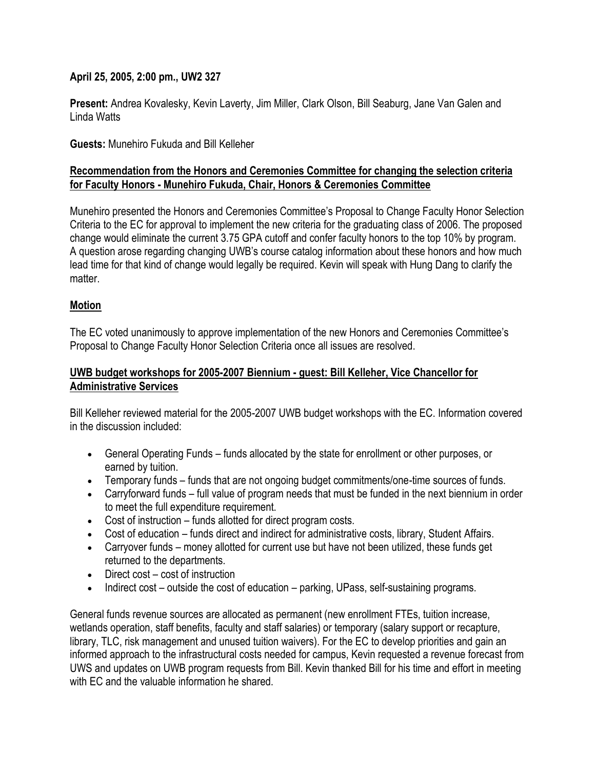**April 25, 2005, 2:00 pm., UW2 327**

**Present:** Andrea Kovalesky, Kevin Laverty, Jim Miller, Clark Olson, Bill Seaburg, Jane Van Galen and Linda Watts

**Guests:** Munehiro Fukuda and Bill Kelleher

**<u>Recommendation from the Honors and Ceremonies Committee for changing the selection criteria for Faculty Honors - Munehiro Fukuda, Chair, Honors & Ceremonies Committee</u>**

Munehiro presented the Honors and Ceremonies Committee's Proposal to Change Faculty Honor Selection Criteria to the EC for approval to implement the new criteria for the graduating class of 2006. The proposed change would eliminate the current 3.75 GPA cutoff and confer faculty honors to the top 10% by program. A question arose regarding changing UWB's course catalog information about these honors and how much lead time for that kind of change would legally be required. Kevin will speak with Hung Dang to clarify the matter.

**<u>Motion</u>**

The EC voted unanimously to approve implementation of the new Honors and Ceremonies Committee's Proposal to Change Faculty Honor Selection Criteria once all issues are resolved.

**<u>UWB budget workshops for 2005-2007 Biennium - guest: Bill Kelleher, Vice Chancellor for Administrative Services</u>**

Bill Kelleher reviewed material for the 2005-2007 UWB budget workshops with the EC. Information covered in the discussion included:

- General Operating Funds – funds allocated by the state for enrollment or other purposes, or earned by tuition.
- Temporary funds – funds that are not ongoing budget commitments/one-time sources of funds.
- Carryforward funds – full value of program needs that must be funded in the next biennium in order to meet the full expenditure requirement.
- Cost of instruction – funds allotted for direct program costs.
- Cost of education – funds direct and indirect for administrative costs, library, Student Affairs.
- Carryover funds – money allotted for current use but have not been utilized, these funds get returned to the departments.
- Direct cost – cost of instruction
- Indirect cost – outside the cost of education – parking, UPass, self-sustaining programs.

General funds revenue sources are allocated as permanent (new enrollment FTEs, tuition increase, wetlands operation, staff benefits, faculty and staff salaries) or temporary (salary support or recapture, library, TLC, risk management and unused tuition waivers). For the EC to develop priorities and gain an informed approach to the infrastructural costs needed for campus, Kevin requested a revenue forecast from UWS and updates on UWB program requests from Bill. Kevin thanked Bill for his time and effort in meeting with EC and the valuable information he shared.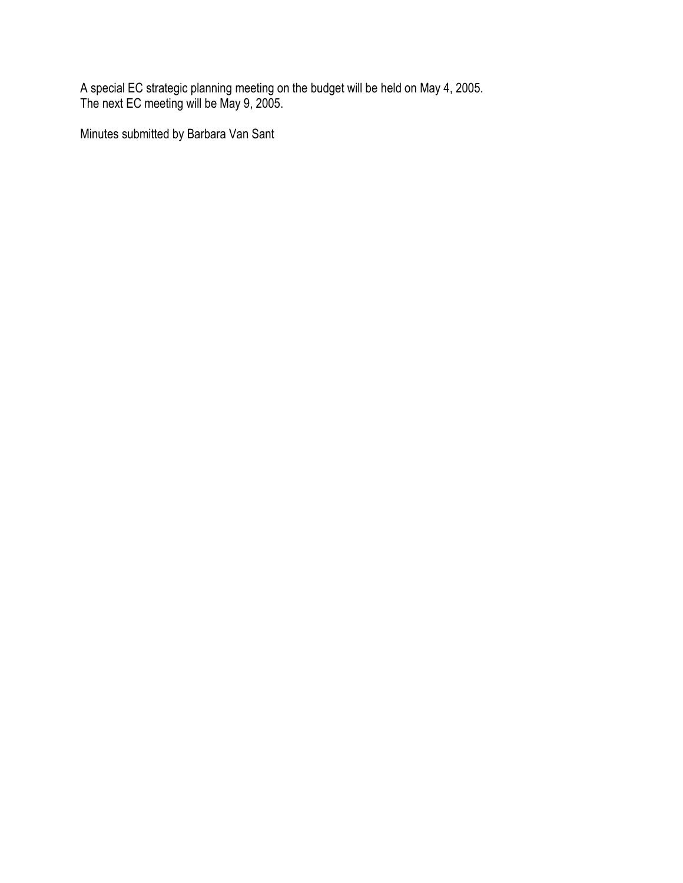A special EC strategic planning meeting on the budget will be held on May 4, 2005.
The next EC meeting will be May 9, 2005.

Minutes submitted by Barbara Van Sant